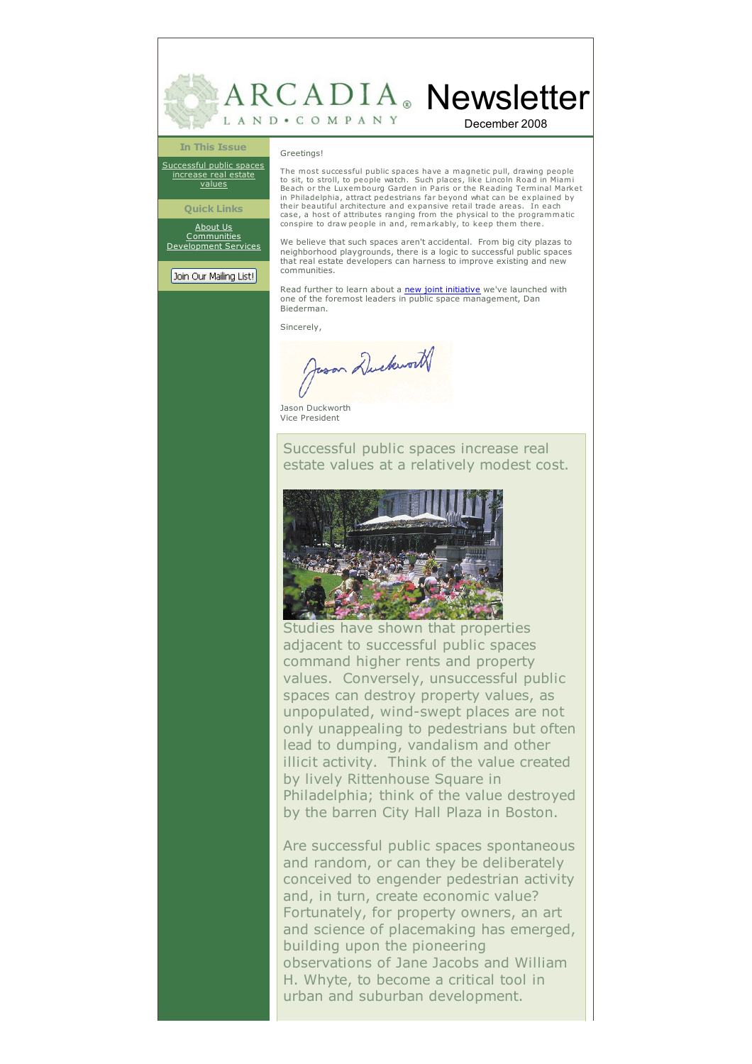# ARCADIA LAND • COMPANY Newsletter

December 2008

**In This Issue**

Successful public spaces increase real estate values

**Quick Links**

About Us
Communities
Development Services

Join Our Mailing List!

Greetings!

The most successful public spaces have a magnetic pull, drawing people to sit, to stroll, to people watch. Such places, like Lincoln Road in Miami Beach or the Luxembourg Garden in Paris or the Reading Terminal Market in Philadelphia, attract pedestrians far beyond what can be explained by their beautiful architecture and expansive retail trade areas. In each case, a host of attributes ranging from the physical to the programmatic conspire to draw people in and, remarkably, to keep them there.

We believe that such spaces aren't accidental. From big city plazas to neighborhood playgrounds, there is a logic to successful public spaces that real estate developers can harness to improve existing and new communities.

Read further to learn about a new joint initiative we've launched with one of the foremost leaders in public space management, Dan Biederman.

Sincerely,

Jason Duckworth
Vice President

## Successful public spaces increase real estate values at a relatively modest cost.

Studies have shown that properties adjacent to successful public spaces command higher rents and property values. Conversely, unsuccessful public spaces can destroy property values, as unpopulated, wind-swept places are not only unappealing to pedestrians but often lead to dumping, vandalism and other illicit activity. Think of the value created by lively Rittenhouse Square in Philadelphia; think of the value destroyed by the barren City Hall Plaza in Boston.

Are successful public spaces spontaneous and random, or can they be deliberately conceived to engender pedestrian activity and, in turn, create economic value? Fortunately, for property owners, an art and science of placemaking has emerged, building upon the pioneering observations of Jane Jacobs and William H. Whyte, to become a critical tool in urban and suburban development.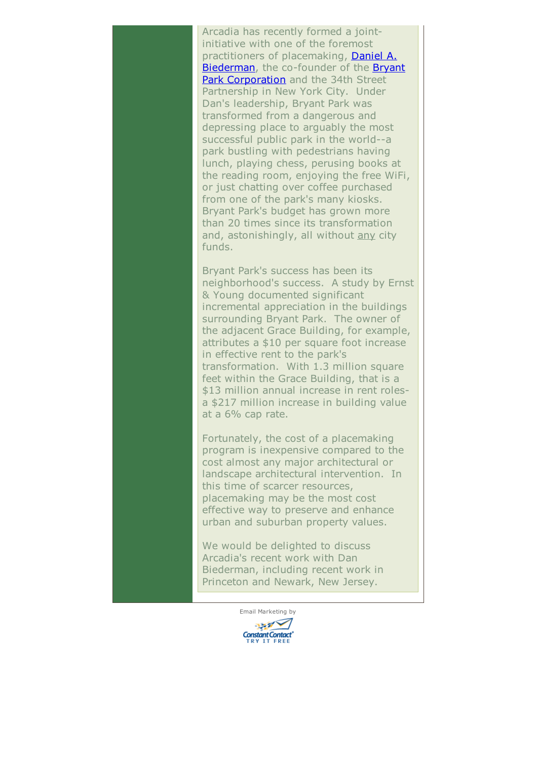Arcadia has recently formed a joint-initiative with one of the foremost practitioners of placemaking, [Daniel A. Biederman](), the co-founder of the [Bryant Park Corporation]() and the 34th Street Partnership in New York City.  Under Dan's leadership, Bryant Park was transformed from a dangerous and depressing place to arguably the most successful public park in the world--a park bustling with pedestrians having lunch, playing chess, perusing books at the reading room, enjoying the free WiFi, or just chatting over coffee purchased from one of the park's many kiosks. Bryant Park's budget has grown more than 20 times since its transformation and, astonishingly, all without any city funds.

Bryant Park's success has been its neighborhood's success.  A study by Ernst & Young documented significant incremental appreciation in the buildings surrounding Bryant Park.  The owner of the adjacent Grace Building, for example, attributes a $10 per square foot increase in effective rent to the park's transformation.  With 1.3 million square feet within the Grace Building, that is a $13 million annual increase in rent roles-a $217 million increase in building value at a 6% cap rate.

Fortunately, the cost of a placemaking program is inexpensive compared to the cost almost any major architectural or landscape architectural intervention.  In this time of scarcer resources, placemaking may be the most cost effective way to preserve and enhance urban and suburban property values.

We would be delighted to discuss Arcadia's recent work with Dan Biederman, including recent work in Princeton and Newark, New Jersey.

Email Marketing by

Constant Contact
TRY IT FREE